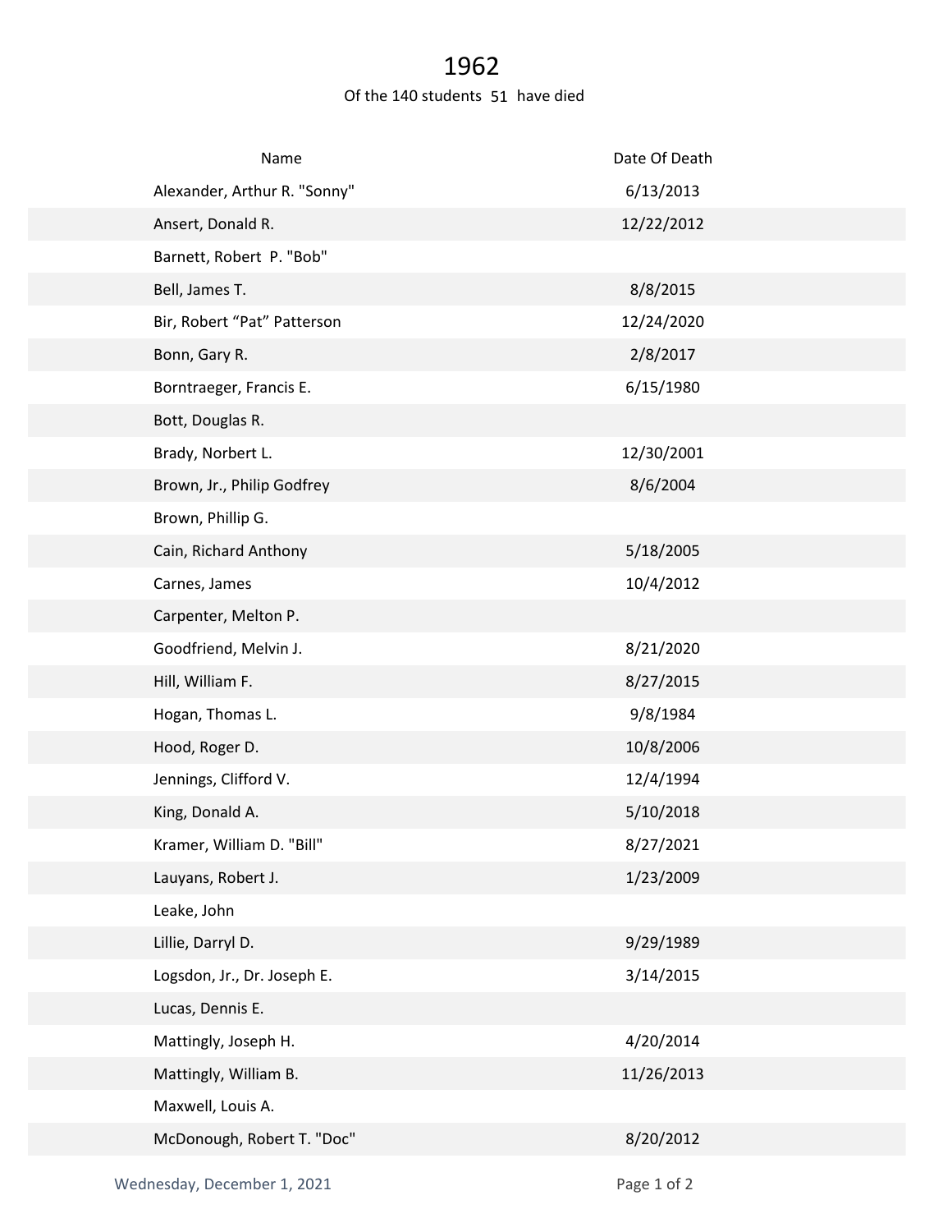# 1962

Of the 140 students 51 have died

| Name | Date Of Death |
|---|---|
| Alexander, Arthur R. "Sonny" | 6/13/2013 |
| Ansert, Donald R. | 12/22/2012 |
| Barnett, Robert P. "Bob" | |
| Bell, James T. | 8/8/2015 |
| Bir, Robert “Pat” Patterson | 12/24/2020 |
| Bonn, Gary R. | 2/8/2017 |
| Borntraeger, Francis E. | 6/15/1980 |
| Bott, Douglas R. | |
| Brady, Norbert L. | 12/30/2001 |
| Brown, Jr., Philip Godfrey | 8/6/2004 |
| Brown, Phillip G. | |
| Cain, Richard Anthony | 5/18/2005 |
| Carnes, James | 10/4/2012 |
| Carpenter, Melton P. | |
| Goodfriend, Melvin J. | 8/21/2020 |
| Hill, William F. | 8/27/2015 |
| Hogan, Thomas L. | 9/8/1984 |
| Hood, Roger D. | 10/8/2006 |
| Jennings, Clifford V. | 12/4/1994 |
| King, Donald A. | 5/10/2018 |
| Kramer, William D. "Bill" | 8/27/2021 |
| Lauyans, Robert J. | 1/23/2009 |
| Leake, John | |
| Lillie, Darryl D. | 9/29/1989 |
| Logsdon, Jr., Dr. Joseph E. | 3/14/2015 |
| Lucas, Dennis E. | |
| Mattingly, Joseph H. | 4/20/2014 |
| Mattingly, William B. | 11/26/2013 |
| Maxwell, Louis A. | |
| McDonough, Robert T. "Doc" | 8/20/2012 |

Wednesday, December 1, 2021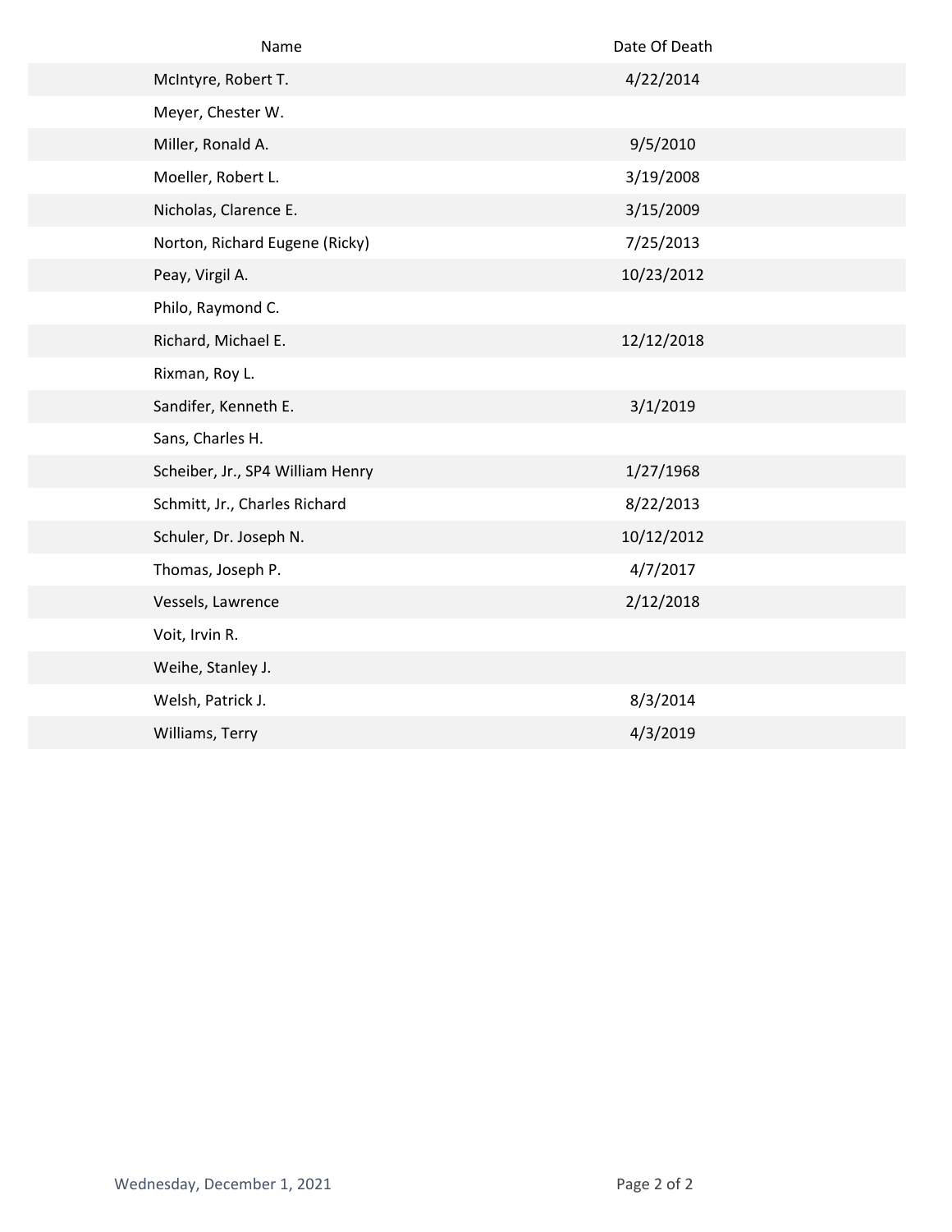| Name | Date Of Death |
|---|---|
| McIntyre, Robert T. | 4/22/2014 |
| Meyer, Chester W. | |
| Miller, Ronald A. | 9/5/2010 |
| Moeller, Robert L. | 3/19/2008 |
| Nicholas, Clarence E. | 3/15/2009 |
| Norton, Richard Eugene (Ricky) | 7/25/2013 |
| Peay, Virgil A. | 10/23/2012 |
| Philo, Raymond C. | |
| Richard, Michael E. | 12/12/2018 |
| Rixman, Roy L. | |
| Sandifer, Kenneth E. | 3/1/2019 |
| Sans, Charles H. | |
| Scheiber, Jr., SP4 William Henry | 1/27/1968 |
| Schmitt, Jr., Charles Richard | 8/22/2013 |
| Schuler, Dr. Joseph N. | 10/12/2012 |
| Thomas, Joseph P. | 4/7/2017 |
| Vessels, Lawrence | 2/12/2018 |
| Voit, Irvin R. | |
| Weihe, Stanley J. | |
| Welsh, Patrick J. | 8/3/2014 |
| Williams, Terry | 4/3/2019 |

Wednesday, December 1, 2021